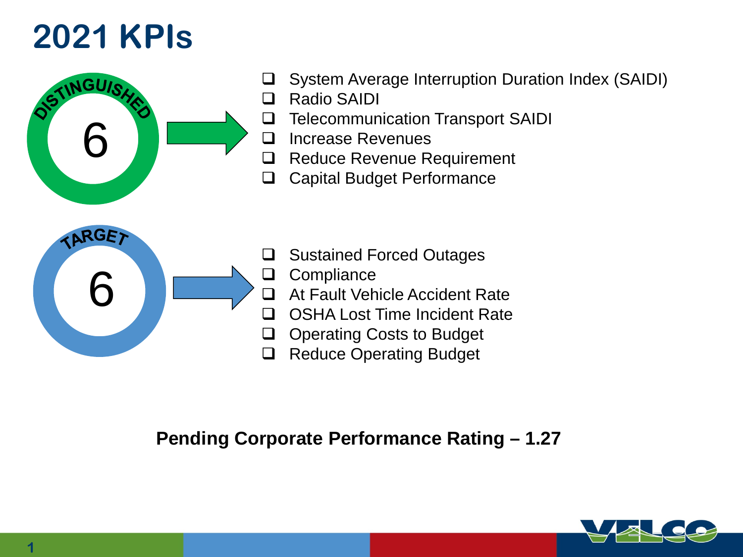# 2021 KPIs

DISTINGUISHED

6

- System Average Interruption Duration Index (SAIDI)
- Radio SAIDI
- Telecommunication Transport SAIDI
- Increase Revenues
- Reduce Revenue Requirement
- Capital Budget Performance

TARGET

6

- Sustained Forced Outages
- Compliance
- At Fault Vehicle Accident Rate
- OSHA Lost Time Incident Rate
- Operating Costs to Budget
- Reduce Operating Budget

**Pending Corporate Performance Rating – 1.27**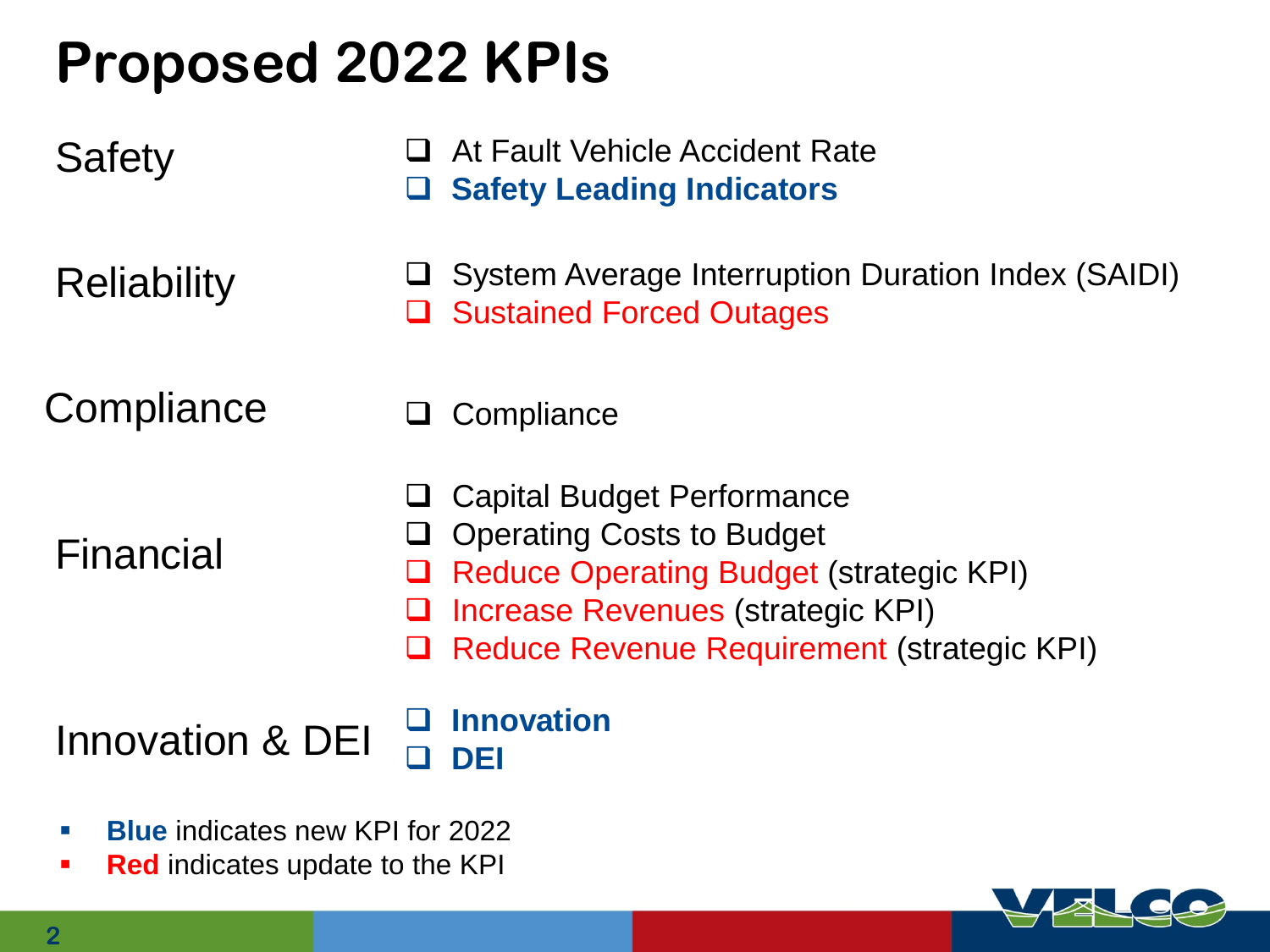# Proposed 2022 KPIs

| | |
|---|---|
| Safety | ❑ At Fault Vehicle Accident Rate<br>❑ **Safety Leading Indicators** |
| Reliability | ❑ System Average Interruption Duration Index (SAIDI)<br>❑ Sustained Forced Outages |
| Compliance | ❑ Compliance |
| Financial | ❑ Capital Budget Performance<br>❑ Operating Costs to Budget<br>❑ Reduce Operating Budget (strategic KPI)<br>❑ Increase Revenues (strategic KPI)<br>❑ Reduce Revenue Requirement (strategic KPI) |
| Innovation & DEI | ❑ **Innovation**<br>❑ **DEI** |

- **Blue** indicates new KPI for 2022
- **Red** indicates update to the KPI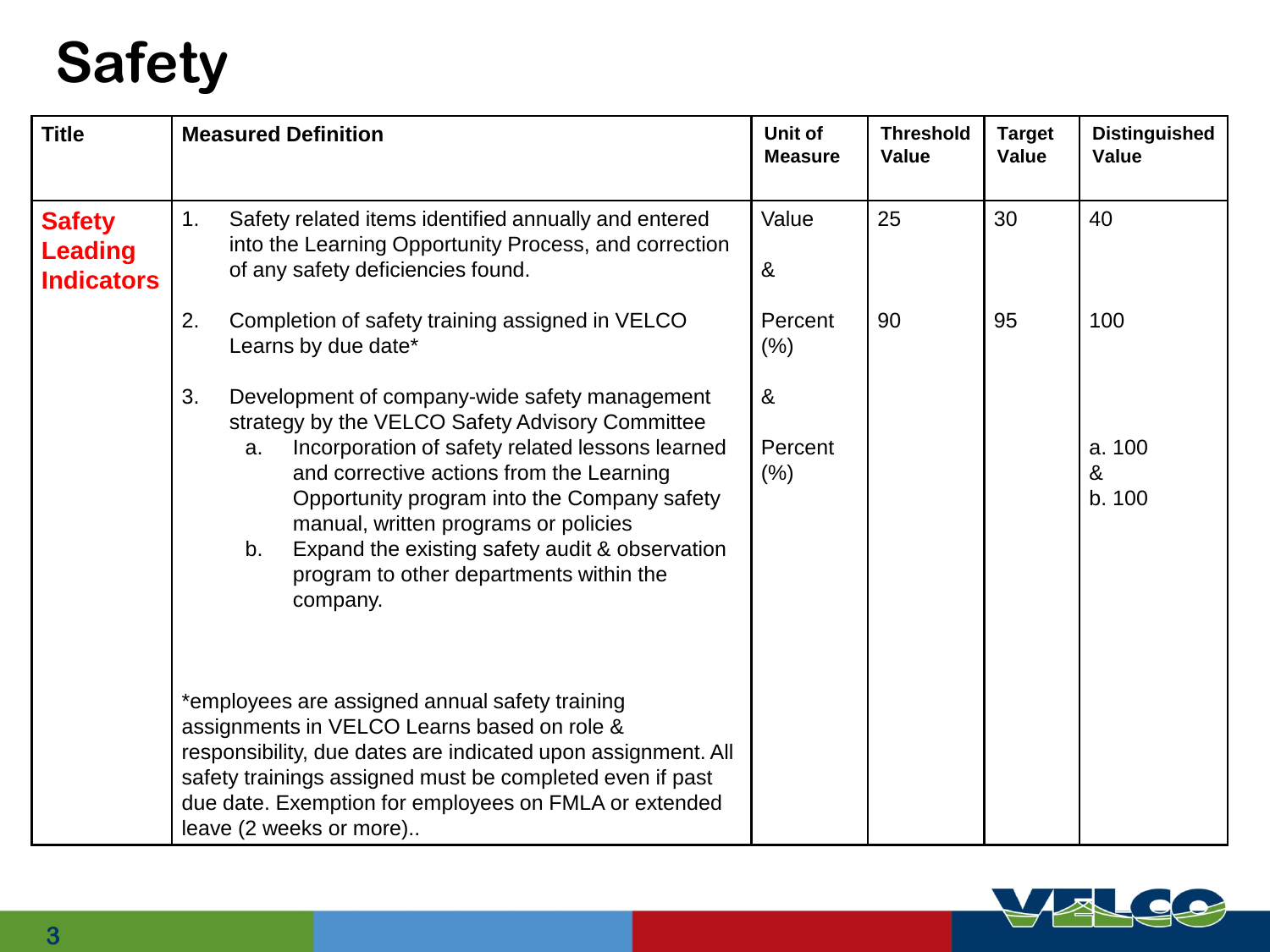# Safety

| Title | Measured Definition | Unit of Measure | Threshold Value | Target Value | Distinguished Value |
|---|---|---|---|---|---|
| **Safety Leading Indicators** | 1. Safety related items identified annually and entered into the Learning Opportunity Process, and correction of any safety deficiencies found. | Value<br><br>& | 25 | 30 | 40 |
| | 2. Completion of safety training assigned in VELCO Learns by due date* | Percent (%) | 90 | 95 | 100 |
| | 3. Development of company-wide safety management strategy by the VELCO Safety Advisory Committee<br>a. Incorporation of safety related lessons learned and corrective actions from the Learning Opportunity program into the Company safety manual, written programs or policies<br>b. Expand the existing safety audit & observation program to other departments within the company. | &<br><br>Percent (%) | | | a. 100<br>&<br>b. 100 |
| | *employees are assigned annual safety training assignments in VELCO Learns based on role & responsibility, due dates are indicated upon assignment. All safety trainings assigned must be completed even if past due date. Exemption for employees on FMLA or extended leave (2 weeks or more).. | | | | |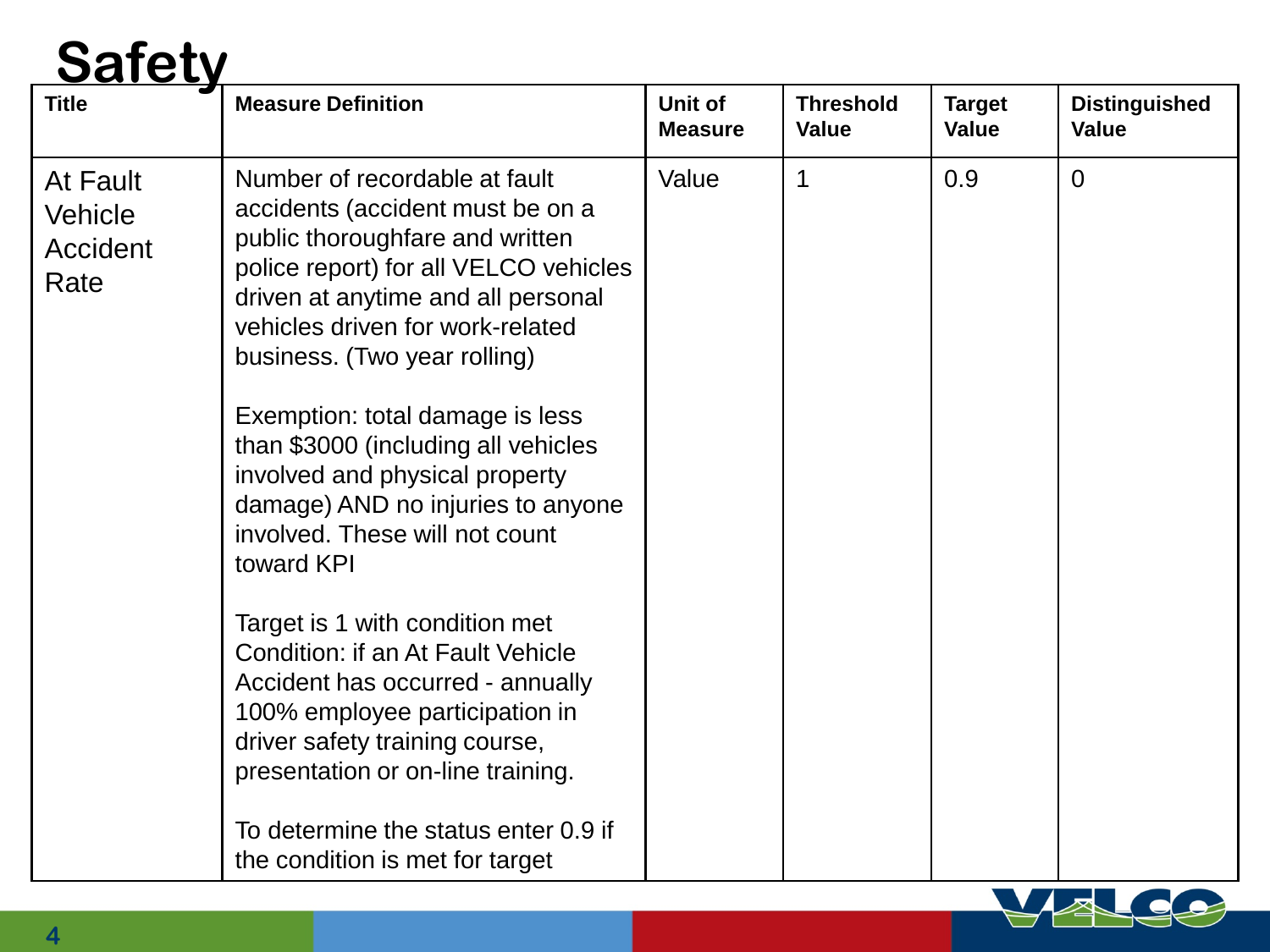# Safety

| Title | Measure Definition | Unit of Measure | Threshold Value | Target Value | Distinguished Value |
|---|---|---|---|---|---|
| At Fault Vehicle Accident Rate | Number of recordable at fault accidents (accident must be on a public thoroughfare and written police report) for all VELCO vehicles driven at anytime and all personal vehicles driven for work-related business. (Two year rolling)<br><br>Exemption: total damage is less than $3000 (including all vehicles involved and physical property damage) AND no injuries to anyone involved. These will not count toward KPI<br><br>Target is 1 with condition met Condition: if an At Fault Vehicle Accident has occurred - annually 100% employee participation in driver safety training course, presentation or on-line training.<br><br>To determine the status enter 0.9 if the condition is met for target | Value | 1 | 0.9 | 0 |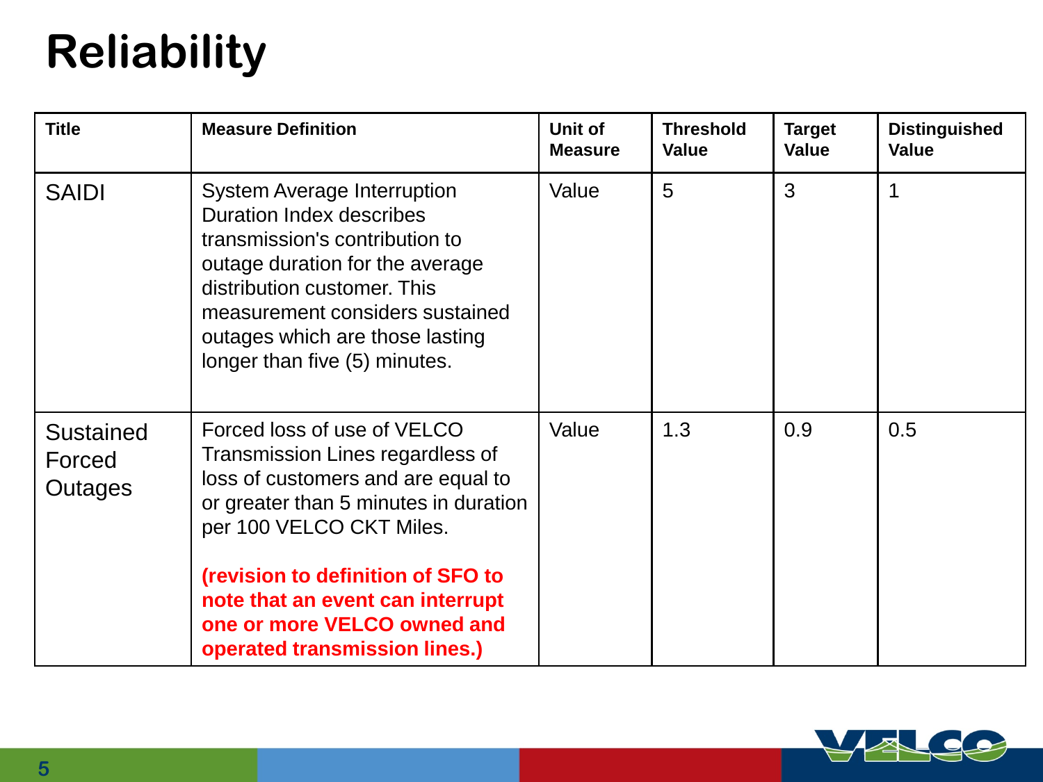# Reliability

| Title | Measure Definition | Unit of Measure | Threshold Value | Target Value | Distinguished Value |
|---|---|---|---|---|---|
| SAIDI | System Average Interruption Duration Index describes transmission's contribution to outage duration for the average distribution customer. This measurement considers sustained outages which are those lasting longer than five (5) minutes. | Value | 5 | 3 | 1 |
| Sustained Forced Outages | Forced loss of use of VELCO Transmission Lines regardless of loss of customers and are equal to or greater than 5 minutes in duration per 100 VELCO CKT Miles.<br><br>**(revision to definition of SFO to note that an event can interrupt one or more VELCO owned and operated transmission lines.)** | Value | 1.3 | 0.9 | 0.5 |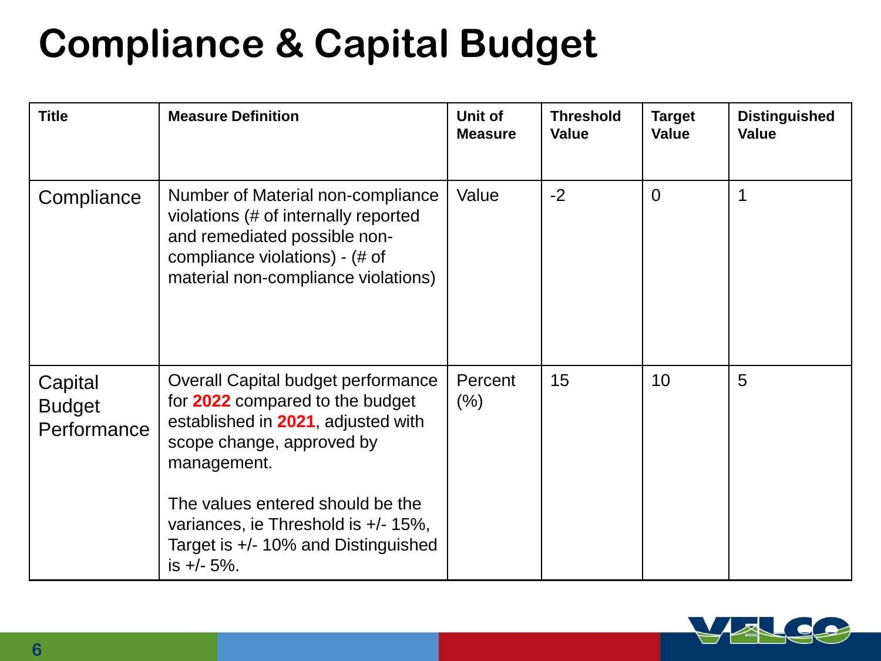# Compliance & Capital Budget

| Title | Measure Definition | Unit of Measure | Threshold Value | Target Value | Distinguished Value |
|---|---|---|---|---|---|
| Compliance | Number of Material non-compliance violations (# of internally reported and remediated possible non-compliance violations) - (# of material non-compliance violations) | Value | -2 | 0 | 1 |
| Capital Budget Performance | Overall Capital budget performance for **2022** compared to the budget established in **2021**, adjusted with scope change, approved by management.<br><br>The values entered should be the variances, ie Threshold is +/- 15%, Target is +/- 10% and Distinguished is +/- 5%. | Percent (%) | 15 | 10 | 5 |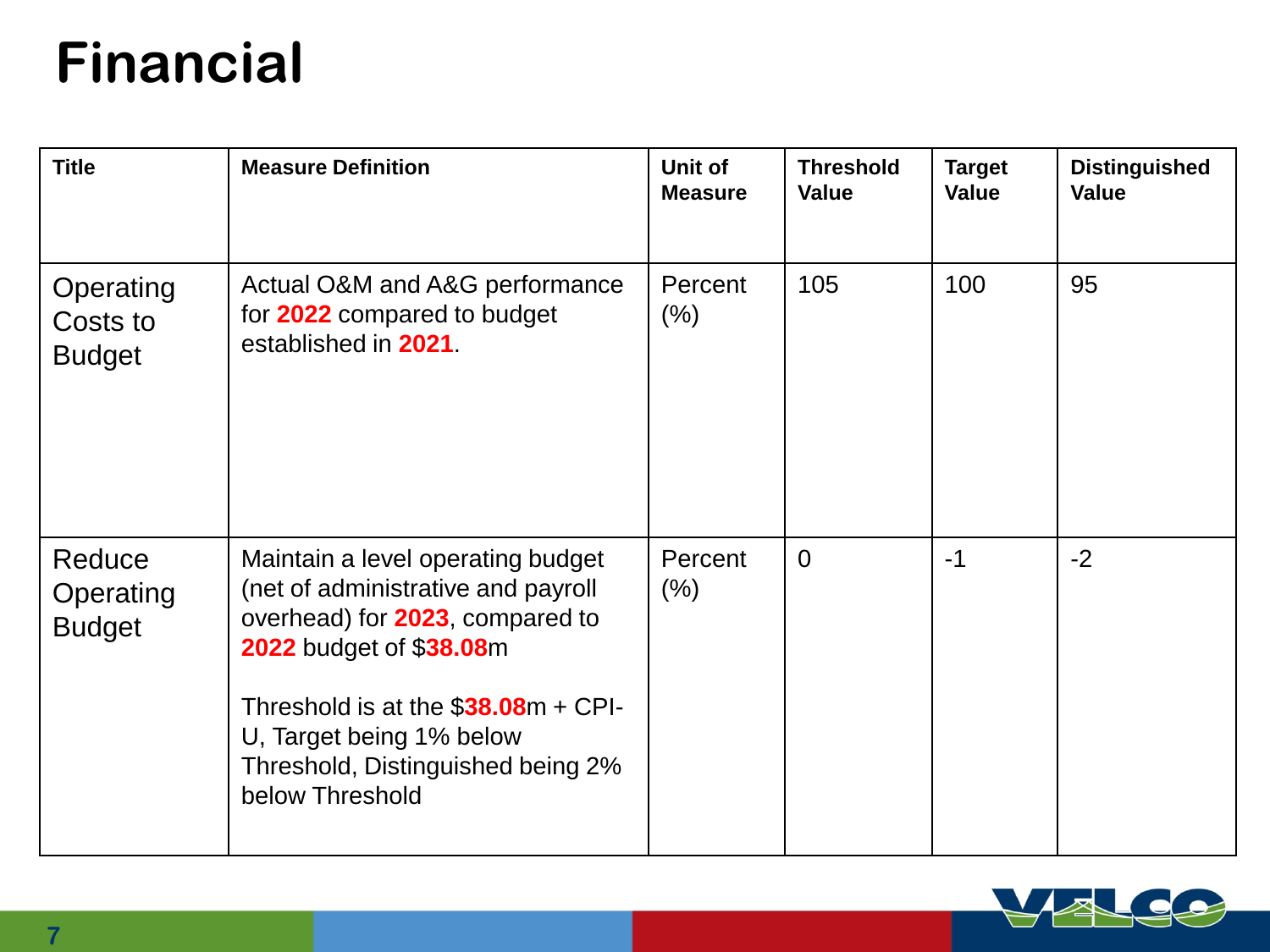# Financial

| Title | Measure Definition | Unit of Measure | Threshold Value | Target Value | Distinguished Value |
|---|---|---|---|---|---|
| Operating Costs to Budget | Actual O&M and A&G performance for **2022** compared to budget established in **2021**. | Percent (%) | 105 | 100 | 95 |
| Reduce Operating Budget | Maintain a level operating budget (net of administrative and payroll overhead) for **2023**, compared to **2022** budget of $**38.08**m<br><br>Threshold is at the $**38.08**m + CPI-U, Target being 1% below Threshold, Distinguished being 2% below Threshold | Percent (%) | 0 | -1 | -2 |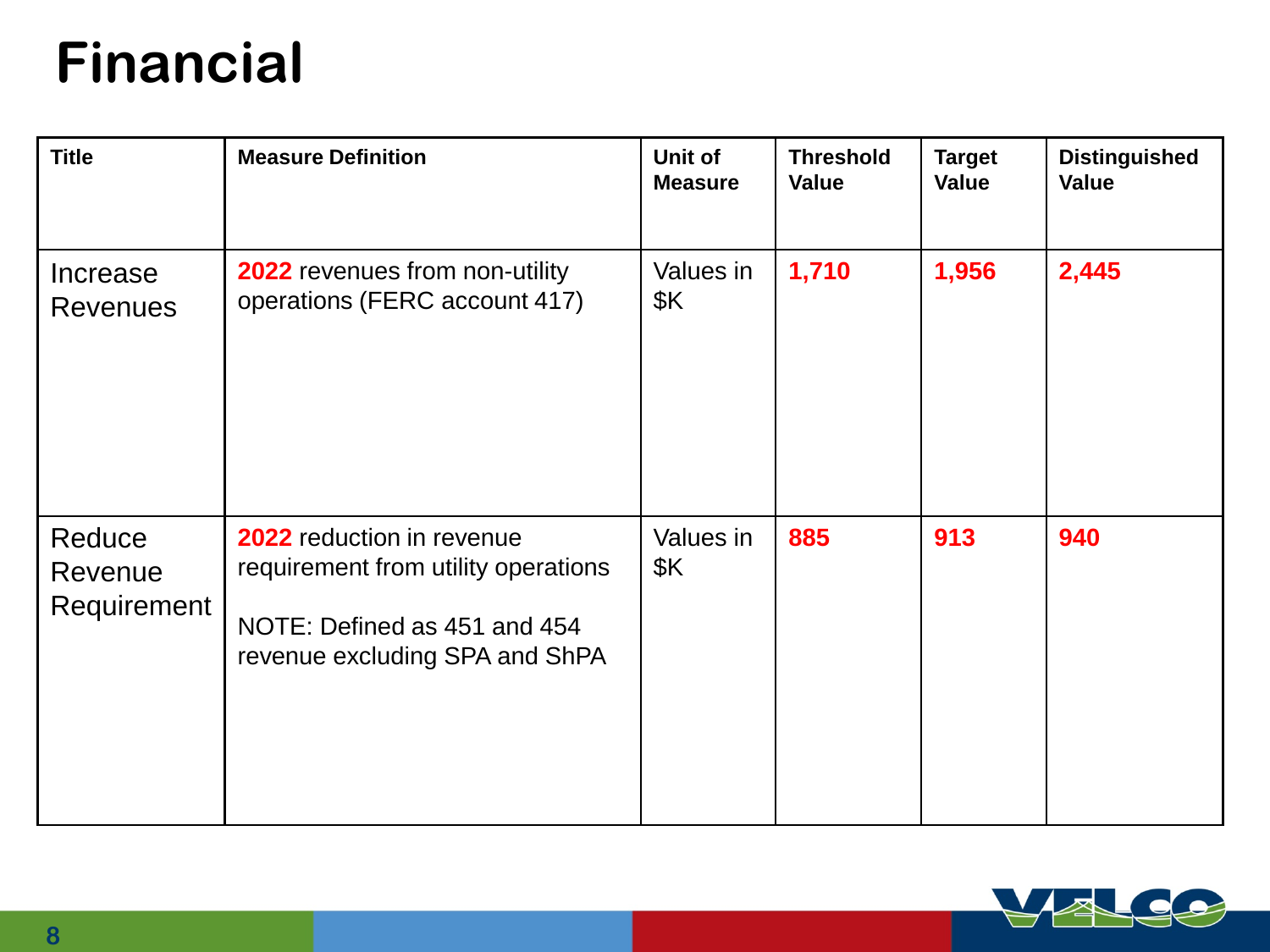# Financial

| Title | Measure Definition | Unit of Measure | Threshold Value | Target Value | Distinguished Value |
|---|---|---|---|---|---|
| Increase Revenues | **2022** revenues from non-utility operations (FERC account 417) | Values in $K | **1,710** | **1,956** | **2,445** |
| Reduce Revenue Requirement | **2022** reduction in revenue requirement from utility operations<br><br>NOTE: Defined as 451 and 454 revenue excluding SPA and ShPA | Values in $K | **885** | **913** | **940** |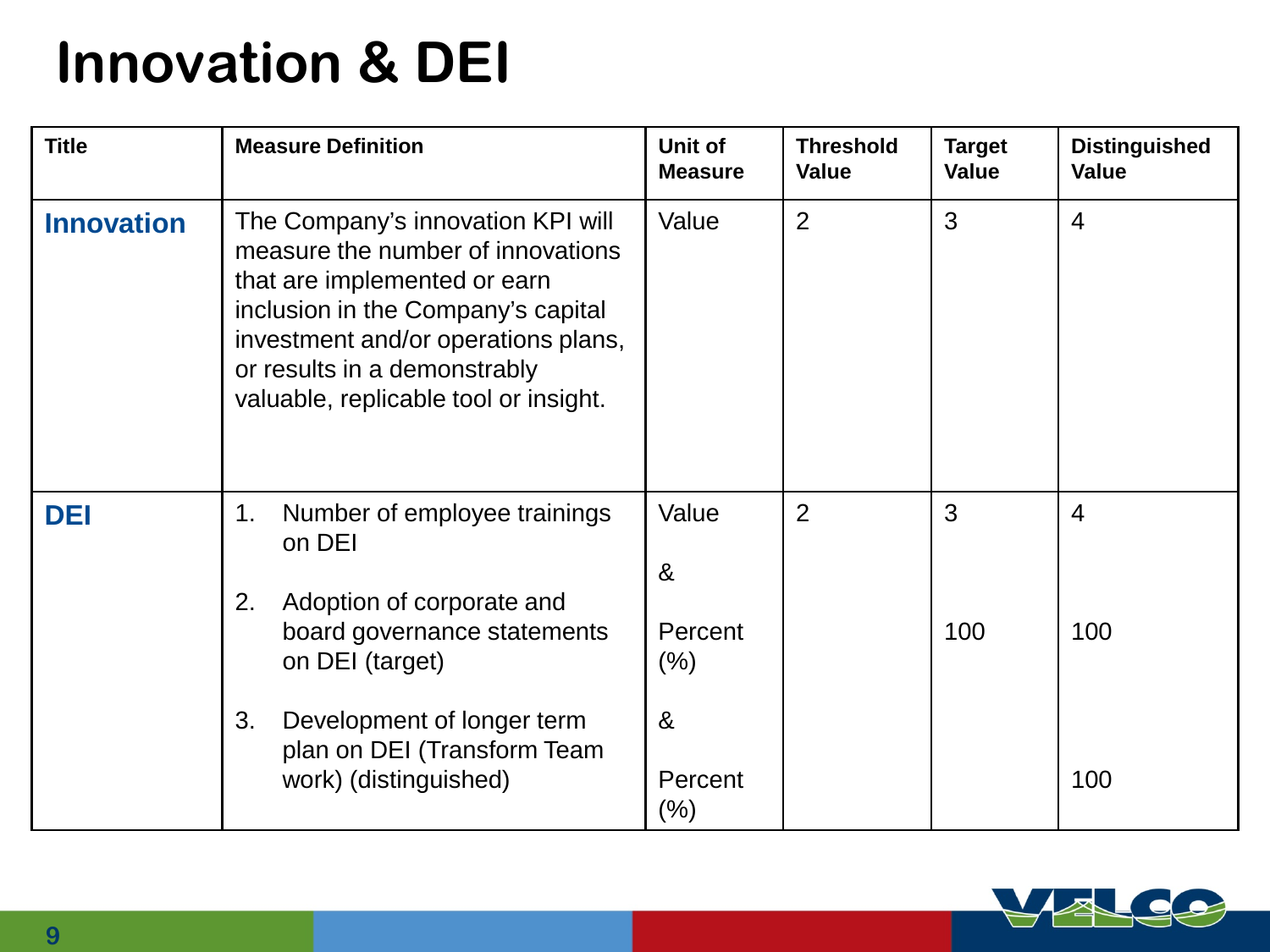# Innovation & DEI

| Title | Measure Definition | Unit of Measure | Threshold Value | Target Value | Distinguished Value |
|---|---|---|---|---|---|
| **Innovation** | The Company's innovation KPI will measure the number of innovations that are implemented or earn inclusion in the Company's capital investment and/or operations plans, or results in a demonstrably valuable, replicable tool or insight. | Value | 2 | 3 | 4 |
| **DEI** | 1. Number of employee trainings on DEI<br>2. Adoption of corporate and board governance statements on DEI (target)<br>3. Development of longer term plan on DEI (Transform Team work) (distinguished) | Value<br>&<br>Percent (%)<br>&<br>Percent (%) | 2 | 3<br>100 | 4<br>100<br>100 |